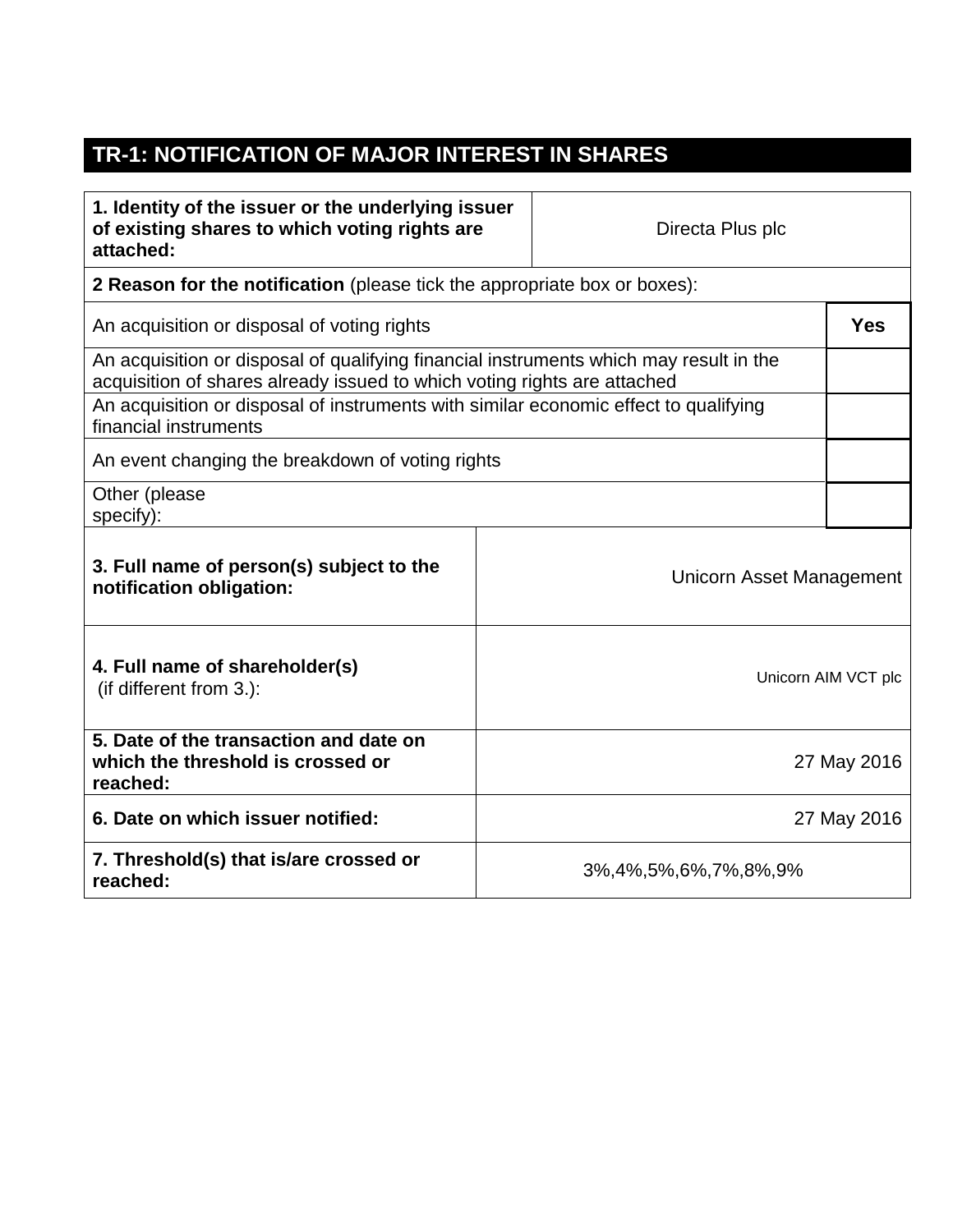## TR-1: NOTIFICATION OF MAJOR INTEREST IN SHARES

| | |
|---|---|
| **1. Identity of the issuer or the underlying issuer of existing shares to which voting rights are attached:** | Directa Plus plc |
| **2 Reason for the notification** (please tick the appropriate box or boxes): | |
| An acquisition or disposal of voting rights | **Yes** |
| An acquisition or disposal of qualifying financial instruments which may result in the acquisition of shares already issued to which voting rights are attached | |
| An acquisition or disposal of instruments with similar economic effect to qualifying financial instruments | |
| An event changing the breakdown of voting rights | |
| Other (please specify): | |
| **3. Full name of person(s) subject to the notification obligation:** | Unicorn Asset Management |
| **4. Full name of shareholder(s)** (if different from 3.): | Unicorn AIM VCT plc |
| **5. Date of the transaction and date on which the threshold is crossed or reached:** | 27 May 2016 |
| **6. Date on which issuer notified:** | 27 May 2016 |
| **7. Threshold(s) that is/are crossed or reached:** | 3%,4%,5%,6%,7%,8%,9% |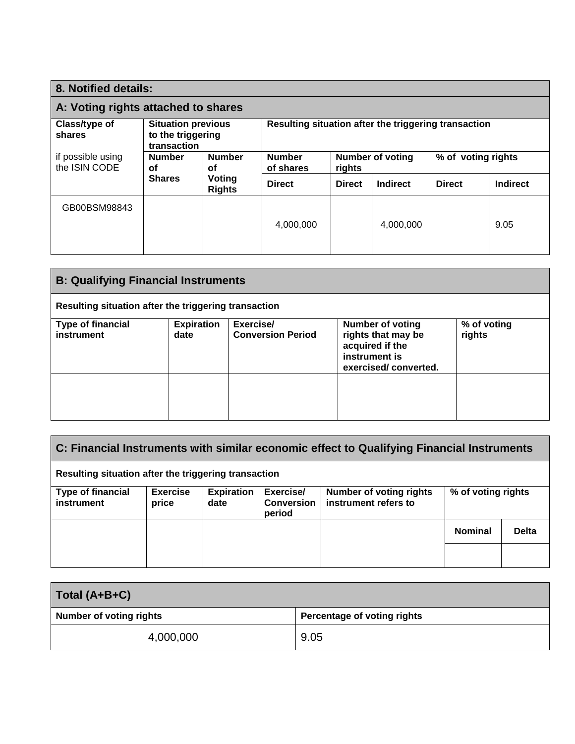## 8. Notified details:

### A: Voting rights attached to shares

| Class/type of shares<br><br>if possible using the ISIN CODE | Situation previous to the triggering transaction | | Resulting situation after the triggering transaction | | | | |
|---|---|---|---|---|---|---|---|
| | Number of Shares | Number of Voting Rights | Number of shares | Number of voting rights | | % of voting rights | |
| | | | Direct | Direct | Indirect | Direct | Indirect |
| GB00BSM98843 | | | 4,000,000 | | 4,000,000 | | 9.05 |

### B: Qualifying Financial Instruments

Resulting situation after the triggering transaction

| Type of financial instrument | Expiration date | Exercise/ Conversion Period | Number of voting rights that may be acquired if the instrument is exercised/ converted. | % of voting rights |
|---|---|---|---|---|
| | | | | |

### C: Financial Instruments with similar economic effect to Qualifying Financial Instruments

Resulting situation after the triggering transaction

| Type of financial instrument | Exercise price | Expiration date | Exercise/ Conversion period | Number of voting rights instrument refers to | % of voting rights | |
|---|---|---|---|---|---|---|
| | | | | | Nominal | Delta |
| | | | | | | |

### Total (A+B+C)

| Number of voting rights | Percentage of voting rights |
|---|---|
| 4,000,000 | 9.05 |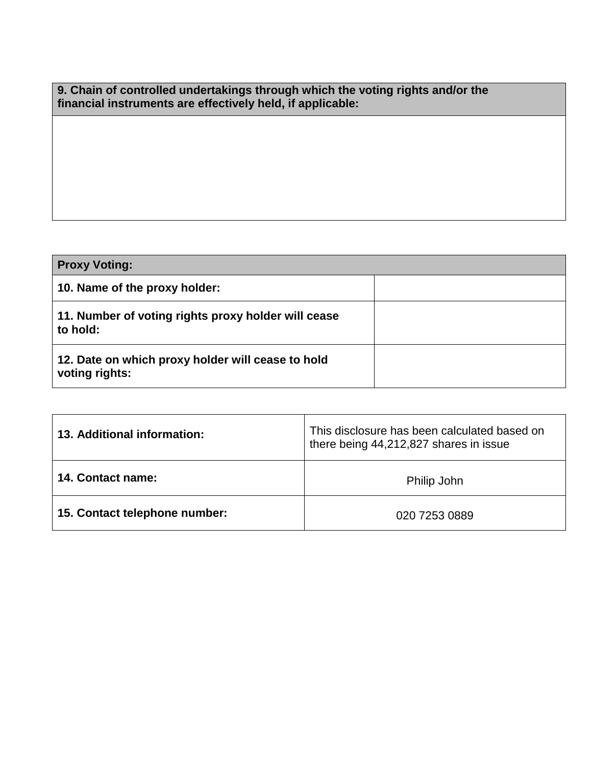| 9. Chain of controlled undertakings through which the voting rights and/or the financial instruments are effectively held, if applicable: |
| --- |
| |

| Proxy Voting: | |
| --- | --- |
| 10. Name of the proxy holder: | |
| 11. Number of voting rights proxy holder will cease to hold: | |
| 12. Date on which proxy holder will cease to hold voting rights: | |

| | |
| --- | --- |
| 13. Additional information: | This disclosure has been calculated based on there being 44,212,827 shares in issue |
| 14. Contact name: | Philip John |
| 15. Contact telephone number: | 020 7253 0889 |